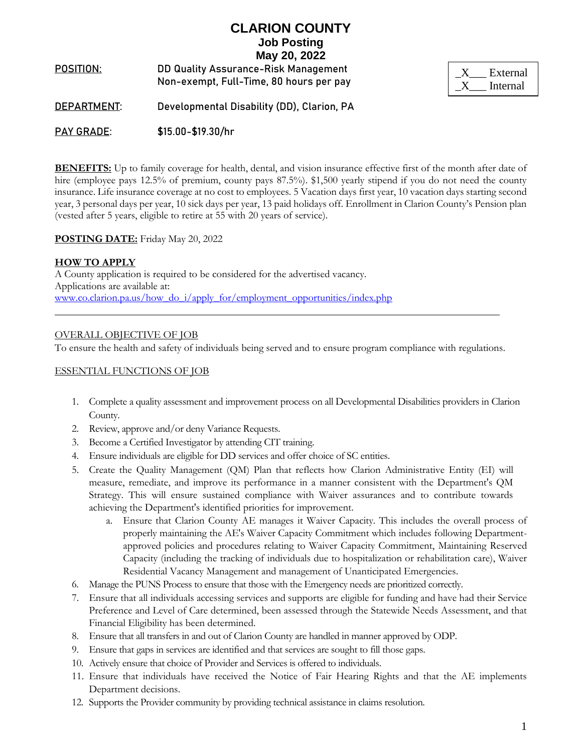# CLARION COUNTY

## Job Posting

## May 20, 2022

| | |
|---|---|
| _X___ External | |
| _X___ Internal | |

**POSITION:** DD Quality Assurance-Risk Management
Non-exempt, Full-Time, 80 hours per pay

**DEPARTMENT:** Developmental Disability (DD), Clarion, PA

**PAY GRADE:** $15.00-$19.30/hr

**BENEFITS:** Up to family coverage for health, dental, and vision insurance effective first of the month after date of hire (employee pays 12.5% of premium, county pays 87.5%). $1,500 yearly stipend if you do not need the county insurance. Life insurance coverage at no cost to employees. 5 Vacation days first year, 10 vacation days starting second year, 3 personal days per year, 10 sick days per year, 13 paid holidays off. Enrollment in Clarion County's Pension plan (vested after 5 years, eligible to retire at 55 with 20 years of service).

**POSTING DATE:** Friday May 20, 2022

**HOW TO APPLY**
A County application is required to be considered for the advertised vacancy.
Applications are available at:
www.co.clarion.pa.us/how_do_i/apply_for/employment_opportunities/index.php

---

OVERALL OBJECTIVE OF JOB

To ensure the health and safety of individuals being served and to ensure program compliance with regulations.

ESSENTIAL FUNCTIONS OF JOB

1. Complete a quality assessment and improvement process on all Developmental Disabilities providers in Clarion County.
2. Review, approve and/or deny Variance Requests.
3. Become a Certified Investigator by attending CIT training.
4. Ensure individuals are eligible for DD services and offer choice of SC entities.
5. Create the Quality Management (QM) Plan that reflects how Clarion Administrative Entity (EI) will measure, remediate, and improve its performance in a manner consistent with the Department's QM Strategy. This will ensure sustained compliance with Waiver assurances and to contribute towards achieving the Department's identified priorities for improvement.
   a. Ensure that Clarion County AE manages it Waiver Capacity. This includes the overall process of properly maintaining the AE's Waiver Capacity Commitment which includes following Department-approved policies and procedures relating to Waiver Capacity Commitment, Maintaining Reserved Capacity (including the tracking of individuals due to hospitalization or rehabilitation care), Waiver Residential Vacancy Management and management of Unanticipated Emergencies.
6. Manage the PUNS Process to ensure that those with the Emergency needs are prioritized correctly.
7. Ensure that all individuals accessing services and supports are eligible for funding and have had their Service Preference and Level of Care determined, been assessed through the Statewide Needs Assessment, and that Financial Eligibility has been determined.
8. Ensure that all transfers in and out of Clarion County are handled in manner approved by ODP.
9. Ensure that gaps in services are identified and that services are sought to fill those gaps.
10. Actively ensure that choice of Provider and Services is offered to individuals.
11. Ensure that individuals have received the Notice of Fair Hearing Rights and that the AE implements Department decisions.
12. Supports the Provider community by providing technical assistance in claims resolution.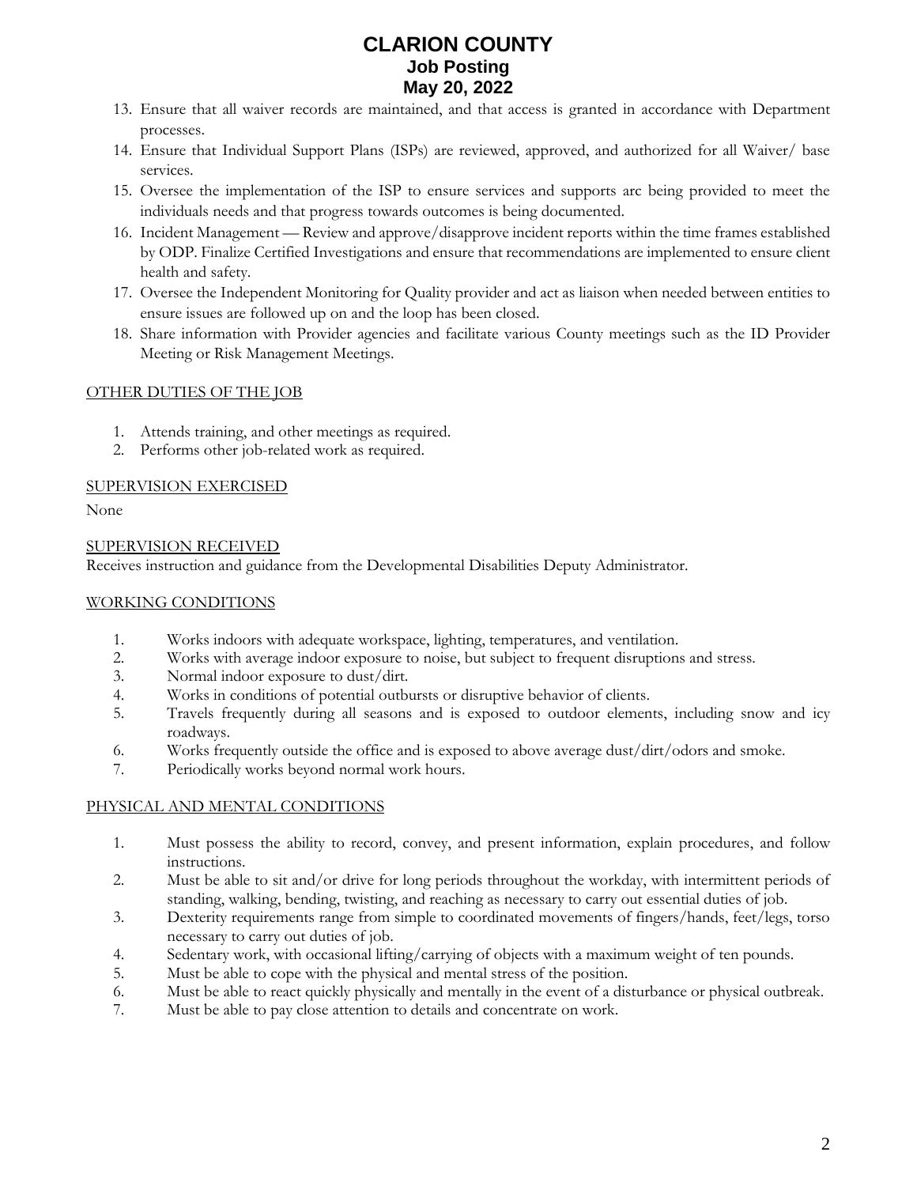13. Ensure that all waiver records are maintained, and that access is granted in accordance with Department processes.
14. Ensure that Individual Support Plans (ISPs) are reviewed, approved, and authorized for all Waiver/ base services.
15. Oversee the implementation of the ISP to ensure services and supports arc being provided to meet the individuals needs and that progress towards outcomes is being documented.
16. Incident Management — Review and approve/disapprove incident reports within the time frames established by ODP. Finalize Certified Investigations and ensure that recommendations are implemented to ensure client health and safety.
17. Oversee the Independent Monitoring for Quality provider and act as liaison when needed between entities to ensure issues are followed up on and the loop has been closed.
18. Share information with Provider agencies and facilitate various County meetings such as the ID Provider Meeting or Risk Management Meetings.

## OTHER DUTIES OF THE JOB

1. Attends training, and other meetings as required.
2. Performs other job-related work as required.

## SUPERVISION EXERCISED

None

## SUPERVISION RECEIVED

Receives instruction and guidance from the Developmental Disabilities Deputy Administrator.

## WORKING CONDITIONS

1. Works indoors with adequate workspace, lighting, temperatures, and ventilation.
2. Works with average indoor exposure to noise, but subject to frequent disruptions and stress.
3. Normal indoor exposure to dust/dirt.
4. Works in conditions of potential outbursts or disruptive behavior of clients.
5. Travels frequently during all seasons and is exposed to outdoor elements, including snow and icy roadways.
6. Works frequently outside the office and is exposed to above average dust/dirt/odors and smoke.
7. Periodically works beyond normal work hours.

## PHYSICAL AND MENTAL CONDITIONS

1. Must possess the ability to record, convey, and present information, explain procedures, and follow instructions.
2. Must be able to sit and/or drive for long periods throughout the workday, with intermittent periods of standing, walking, bending, twisting, and reaching as necessary to carry out essential duties of job.
3. Dexterity requirements range from simple to coordinated movements of fingers/hands, feet/legs, torso necessary to carry out duties of job.
4. Sedentary work, with occasional lifting/carrying of objects with a maximum weight of ten pounds.
5. Must be able to cope with the physical and mental stress of the position.
6. Must be able to react quickly physically and mentally in the event of a disturbance or physical outbreak.
7. Must be able to pay close attention to details and concentrate on work.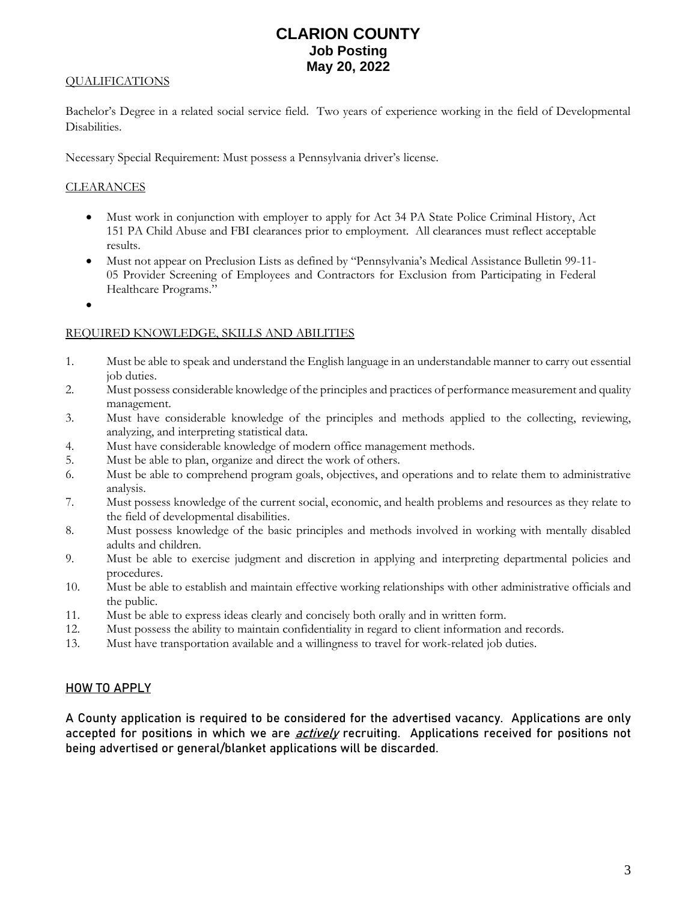## QUALIFICATIONS

Bachelor's Degree in a related social service field. Two years of experience working in the field of Developmental Disabilities.

Necessary Special Requirement: Must possess a Pennsylvania driver's license.

## CLEARANCES

- Must work in conjunction with employer to apply for Act 34 PA State Police Criminal History, Act 151 PA Child Abuse and FBI clearances prior to employment. All clearances must reflect acceptable results.
- Must not appear on Preclusion Lists as defined by "Pennsylvania's Medical Assistance Bulletin 99-11-05 Provider Screening of Employees and Contractors for Exclusion from Participating in Federal Healthcare Programs."
-

## REQUIRED KNOWLEDGE, SKILLS AND ABILITIES

1. Must be able to speak and understand the English language in an understandable manner to carry out essential job duties.
2. Must possess considerable knowledge of the principles and practices of performance measurement and quality management.
3. Must have considerable knowledge of the principles and methods applied to the collecting, reviewing, analyzing, and interpreting statistical data.
4. Must have considerable knowledge of modern office management methods.
5. Must be able to plan, organize and direct the work of others.
6. Must be able to comprehend program goals, objectives, and operations and to relate them to administrative analysis.
7. Must possess knowledge of the current social, economic, and health problems and resources as they relate to the field of developmental disabilities.
8. Must possess knowledge of the basic principles and methods involved in working with mentally disabled adults and children.
9. Must be able to exercise judgment and discretion in applying and interpreting departmental policies and procedures.
10. Must be able to establish and maintain effective working relationships with other administrative officials and the public.
11. Must be able to express ideas clearly and concisely both orally and in written form.
12. Must possess the ability to maintain confidentiality in regard to client information and records.
13. Must have transportation available and a willingness to travel for work-related job duties.

## HOW TO APPLY

**A County application is required to be considered for the advertised vacancy. Applications are only accepted for positions in which we are *actively* recruiting. Applications received for positions not being advertised or general/blanket applications will be discarded.**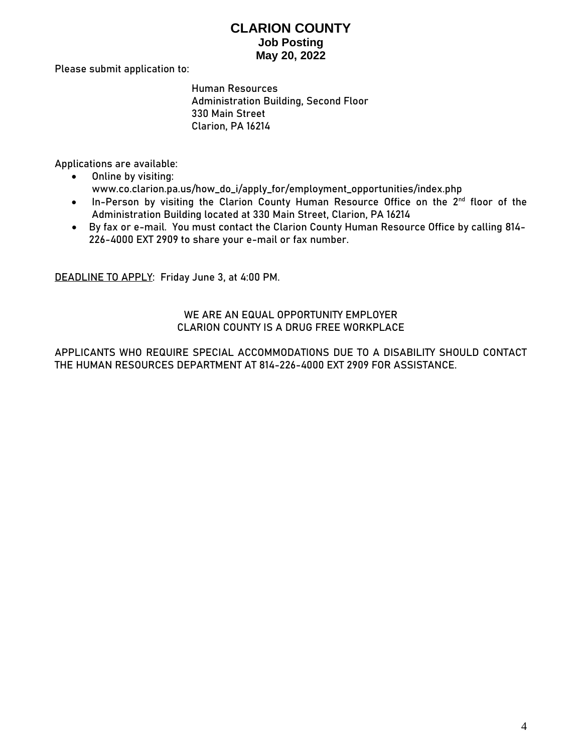# CLARION COUNTY

**Job Posting**

**May 20, 2022**

Please submit application to:

Human Resources
Administration Building, Second Floor
330 Main Street
Clarion, PA 16214

Applications are available:

- Online by visiting: www.co.clarion.pa.us/how_do_i/apply_for/employment_opportunities/index.php
- In-Person by visiting the Clarion County Human Resource Office on the 2nd floor of the Administration Building located at 330 Main Street, Clarion, PA 16214
- By fax or e-mail. You must contact the Clarion County Human Resource Office by calling 814-226-4000 EXT 2909 to share your e-mail or fax number.

<u>DEADLINE TO APPLY</u>: Friday June 3, at 4:00 PM.

WE ARE AN EQUAL OPPORTUNITY EMPLOYER
CLARION COUNTY IS A DRUG FREE WORKPLACE

APPLICANTS WHO REQUIRE SPECIAL ACCOMMODATIONS DUE TO A DISABILITY SHOULD CONTACT THE HUMAN RESOURCES DEPARTMENT AT 814-226-4000 EXT 2909 FOR ASSISTANCE.